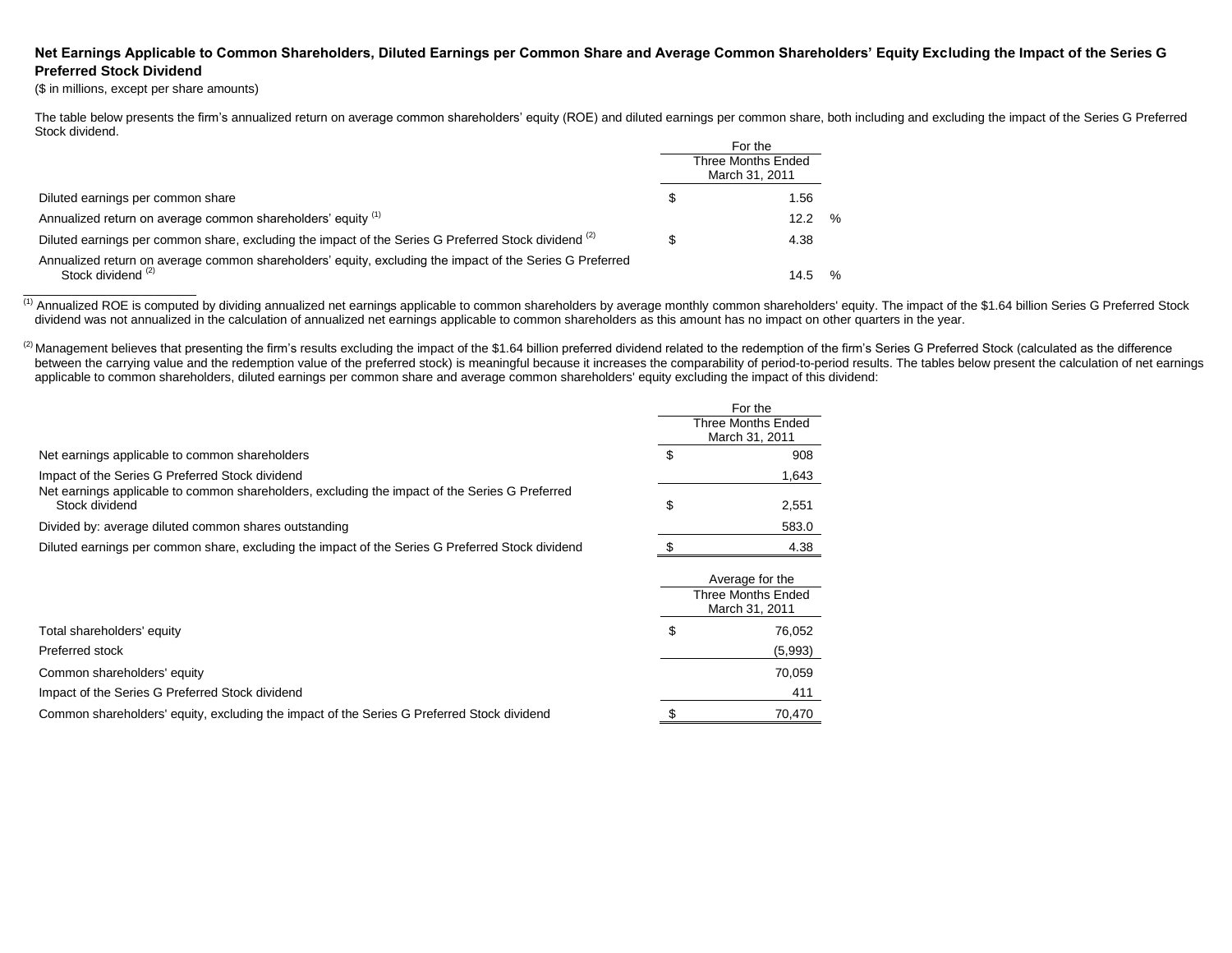**Net Earnings Applicable to Common Shareholders, Diluted Earnings per Common Share and Average Common Shareholders' Equity Excluding the Impact of the Series G Preferred Stock Dividend**

($ in millions, except per share amounts)

The table below presents the firm's annualized return on average common shareholders' equity (ROE) and diluted earnings per common share, both including and excluding the impact of the Series G Preferred Stock dividend.

| | For the Three Months Ended March 31, 2011 |
|---|---|
| Diluted earnings per common share | $ 1.56 |
| Annualized return on average common shareholders' equity [(1)] | 12.2 % |
| Diluted earnings per common share, excluding the impact of the Series G Preferred Stock dividend [(2)] | $ 4.38 |
| Annualized return on average common shareholders' equity, excluding the impact of the Series G Preferred Stock dividend [(2)] | 14.5 % |

[(1)] Annualized ROE is computed by dividing annualized net earnings applicable to common shareholders by average monthly common shareholders' equity. The impact of the $1.64 billion Series G Preferred Stock dividend was not annualized in the calculation of annualized net earnings applicable to common shareholders as this amount has no impact on other quarters in the year.

[(2)] Management believes that presenting the firm's results excluding the impact of the $1.64 billion preferred dividend related to the redemption of the firm's Series G Preferred Stock (calculated as the difference between the carrying value and the redemption value of the preferred stock) is meaningful because it increases the comparability of period-to-period results. The tables below present the calculation of net earnings applicable to common shareholders, diluted earnings per common share and average common shareholders' equity excluding the impact of this dividend:

| | For the Three Months Ended March 31, 2011 |
|---|---|
| Net earnings applicable to common shareholders | $ 908 |
| Impact of the Series G Preferred Stock dividend | 1,643 |
| Net earnings applicable to common shareholders, excluding the impact of the Series G Preferred Stock dividend | $ 2,551 |
| Divided by: average diluted common shares outstanding | 583.0 |
| Diluted earnings per common share, excluding the impact of the Series G Preferred Stock dividend | $ 4.38 |

| | Average for the Three Months Ended March 31, 2011 |
|---|---|
| Total shareholders' equity | $ 76,052 |
| Preferred stock | (5,993) |
| Common shareholders' equity | 70,059 |
| Impact of the Series G Preferred Stock dividend | 411 |
| Common shareholders' equity, excluding the impact of the Series G Preferred Stock dividend | $ 70,470 |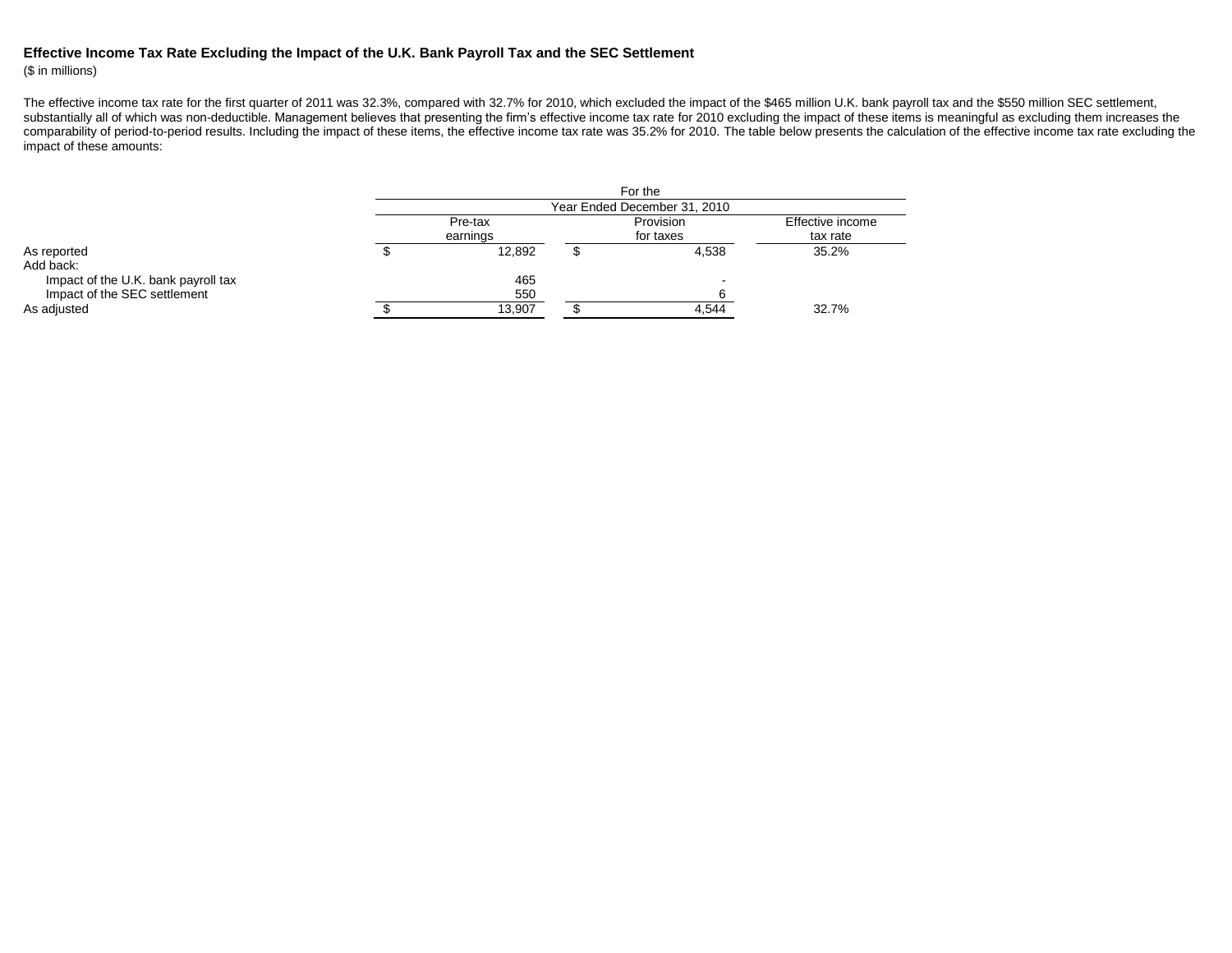**Effective Income Tax Rate Excluding the Impact of the U.K. Bank Payroll Tax and the SEC Settlement**

($ in millions)

The effective income tax rate for the first quarter of 2011 was 32.3%, compared with 32.7% for 2010, which excluded the impact of the $465 million U.K. bank payroll tax and the $550 million SEC settlement, substantially all of which was non-deductible. Management believes that presenting the firm's effective income tax rate for 2010 excluding the impact of these items is meaningful as excluding them increases the comparability of period-to-period results. Including the impact of these items, the effective income tax rate was 35.2% for 2010. The table below presents the calculation of the effective income tax rate excluding the impact of these amounts:

| | For the Year Ended December 31, 2010 | | |
|---|---|---|---|
| | Pre-tax earnings | Provision for taxes | Effective income tax rate |
| As reported | $ 12,892 | $ 4,538 | 35.2% |
| Add back: | | | |
| Impact of the U.K. bank payroll tax | 465 | - | |
| Impact of the SEC settlement | 550 | 6 | |
| As adjusted | $ 13,907 | $ 4,544 | 32.7% |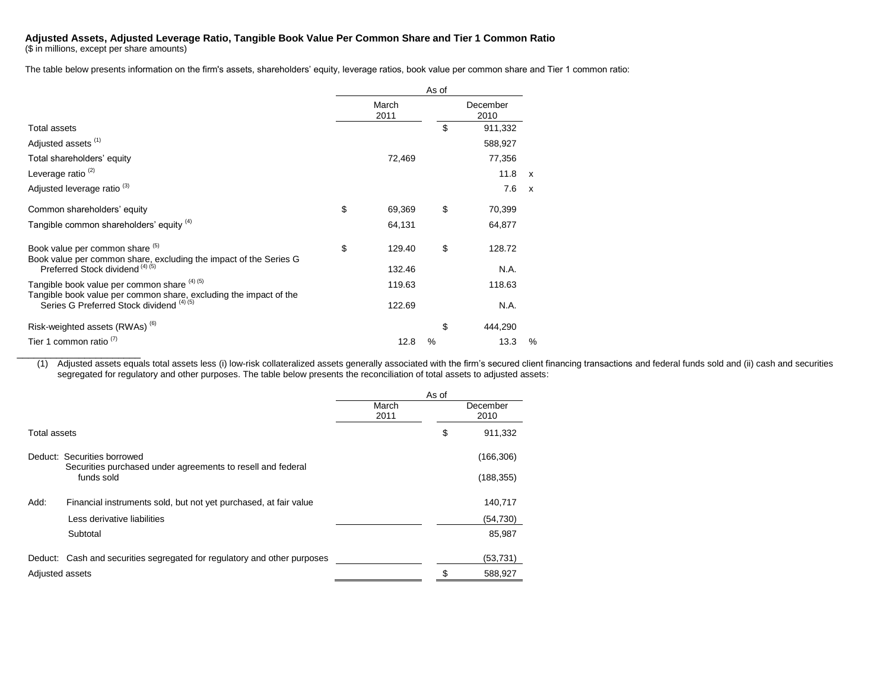**Adjusted Assets, Adjusted Leverage Ratio, Tangible Book Value Per Common Share and Tier 1 Common Ratio**
($ in millions, except per share amounts)

The table below presents information on the firm's assets, shareholders' equity, leverage ratios, book value per common share and Tier 1 common ratio:

| | As of | |
|---|---|---|
| | March 2011 | December 2010 |
| Total assets | | $ 911,332 |
| Adjusted assets (1) | | 588,927 |
| Total shareholders' equity | 72,469 | 77,356 |
| Leverage ratio (2) | | 11.8 x |
| Adjusted leverage ratio (3) | | 7.6 x |
| Common shareholders' equity | $ 69,369 | $ 70,399 |
| Tangible common shareholders' equity (4) | 64,131 | 64,877 |
| Book value per common share (5) | $ 129.40 | $ 128.72 |
| Book value per common share, excluding the impact of the Series G Preferred Stock dividend (4) (5) | 132.46 | N.A. |
| Tangible book value per common share (4) (5) | 119.63 | 118.63 |
| Tangible book value per common share, excluding the impact of the Series G Preferred Stock dividend (4) (5) | 122.69 | N.A. |
| Risk-weighted assets (RWAs) (6) | | $ 444,290 |
| Tier 1 common ratio (7) | 12.8 % | 13.3 % |

(1) Adjusted assets equals total assets less (i) low-risk collateralized assets generally associated with the firm's secured client financing transactions and federal funds sold and (ii) cash and securities segregated for regulatory and other purposes. The table below presents the reconciliation of total assets to adjusted assets:

| | As of | |
|---|---|---|
| | March 2011 | December 2010 |
| Total assets | | $ 911,332 |
| Deduct: Securities borrowed | | (166,306) |
| Securities purchased under agreements to resell and federal funds sold | | (188,355) |
| Add: Financial instruments sold, but not yet purchased, at fair value | | 140,717 |
| Less derivative liabilities | | (54,730) |
| Subtotal | | 85,987 |
| Deduct: Cash and securities segregated for regulatory and other purposes | | (53,731) |
| Adjusted assets | | $ 588,927 |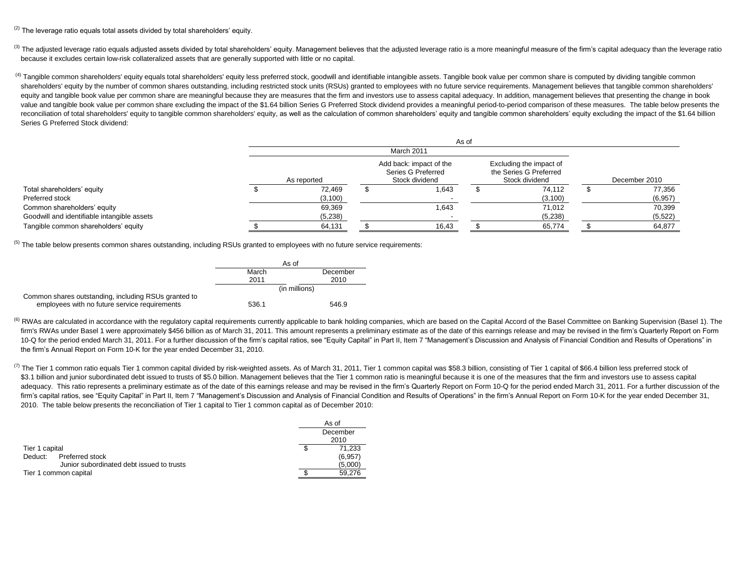(2) The leverage ratio equals total assets divided by total shareholders' equity.

(3) The adjusted leverage ratio equals adjusted assets divided by total shareholders' equity. Management believes that the adjusted leverage ratio is a more meaningful measure of the firm's capital adequacy than the leverage ratio because it excludes certain low-risk collateralized assets that are generally supported with little or no capital.

(4) Tangible common shareholders' equity equals total shareholders' equity less preferred stock, goodwill and identifiable intangible assets. Tangible book value per common share is computed by dividing tangible common shareholders' equity by the number of common shares outstanding, including restricted stock units (RSUs) granted to employees with no future service requirements. Management believes that tangible common shareholders' equity and tangible book value per common share are meaningful because they are measures that the firm and investors use to assess capital adequacy. In addition, management believes that presenting the change in book value and tangible book value per common share excluding the impact of the $1.64 billion Series G Preferred Stock dividend provides a meaningful period-to-period comparison of these measures. The table below presents the reconciliation of total shareholders' equity to tangible common shareholders' equity, as well as the calculation of common shareholders' equity and tangible common shareholders' equity excluding the impact of the $1.64 billion Series G Preferred Stock dividend:

| | As of | | | |
|---|---|---|---|---|
| | March 2011 | | | |
| | As reported | Add back: impact of the Series G Preferred Stock dividend | Excluding the impact of the Series G Preferred Stock dividend | December 2010 |
| Total shareholders' equity | $ 72,469 | $ 1,643 | $ 74,112 | $ 77,356 |
| Preferred stock | (3,100) | - | (3,100) | (6,957) |
| Common shareholders' equity | 69,369 | 1,643 | 71,012 | 70,399 |
| Goodwill and identifiable intangible assets | (5,238) | - | (5,238) | (5,522) |
| Tangible common shareholders' equity | $ 64,131 | $ 16,43 | $ 65,774 | $ 64,877 |

(5) The table below presents common shares outstanding, including RSUs granted to employees with no future service requirements:

| | As of | |
|---|---|---|
| | March 2011 | December 2010 |
| | (in millions) | |
| Common shares outstanding, including RSUs granted to employees with no future service requirements | 536.1 | 546.9 |

(6) RWAs are calculated in accordance with the regulatory capital requirements currently applicable to bank holding companies, which are based on the Capital Accord of the Basel Committee on Banking Supervision (Basel 1). The firm's RWAs under Basel 1 were approximately $456 billion as of March 31, 2011. This amount represents a preliminary estimate as of the date of this earnings release and may be revised in the firm's Quarterly Report on Form 10-Q for the period ended March 31, 2011. For a further discussion of the firm's capital ratios, see "Equity Capital" in Part II, Item 7 "Management's Discussion and Analysis of Financial Condition and Results of Operations" in the firm's Annual Report on Form 10-K for the year ended December 31, 2010.

(7) The Tier 1 common ratio equals Tier 1 common capital divided by risk-weighted assets. As of March 31, 2011, Tier 1 common capital was $58.3 billion, consisting of Tier 1 capital of $66.4 billion less preferred stock of $3.1 billion and junior subordinated debt issued to trusts of $5.0 billion. Management believes that the Tier 1 common ratio is meaningful because it is one of the measures that the firm and investors use to assess capital adequacy. This ratio represents a preliminary estimate as of the date of this earnings release and may be revised in the firm's Quarterly Report on Form 10-Q for the period ended March 31, 2011. For a further discussion of the firm's capital ratios, see "Equity Capital" in Part II, Item 7 "Management's Discussion and Analysis of Financial Condition and Results of Operations" in the firm's Annual Report on Form 10-K for the year ended December 31, 2010. The table below presents the reconciliation of Tier 1 capital to Tier 1 common capital as of December 2010:

| | As of December 2010 |
|---|---|
| Tier 1 capital | $ 71,233 |
| Deduct: Preferred stock | (6,957) |
| Junior subordinated debt issued to trusts | (5,000) |
| Tier 1 common capital | $ 59,276 |